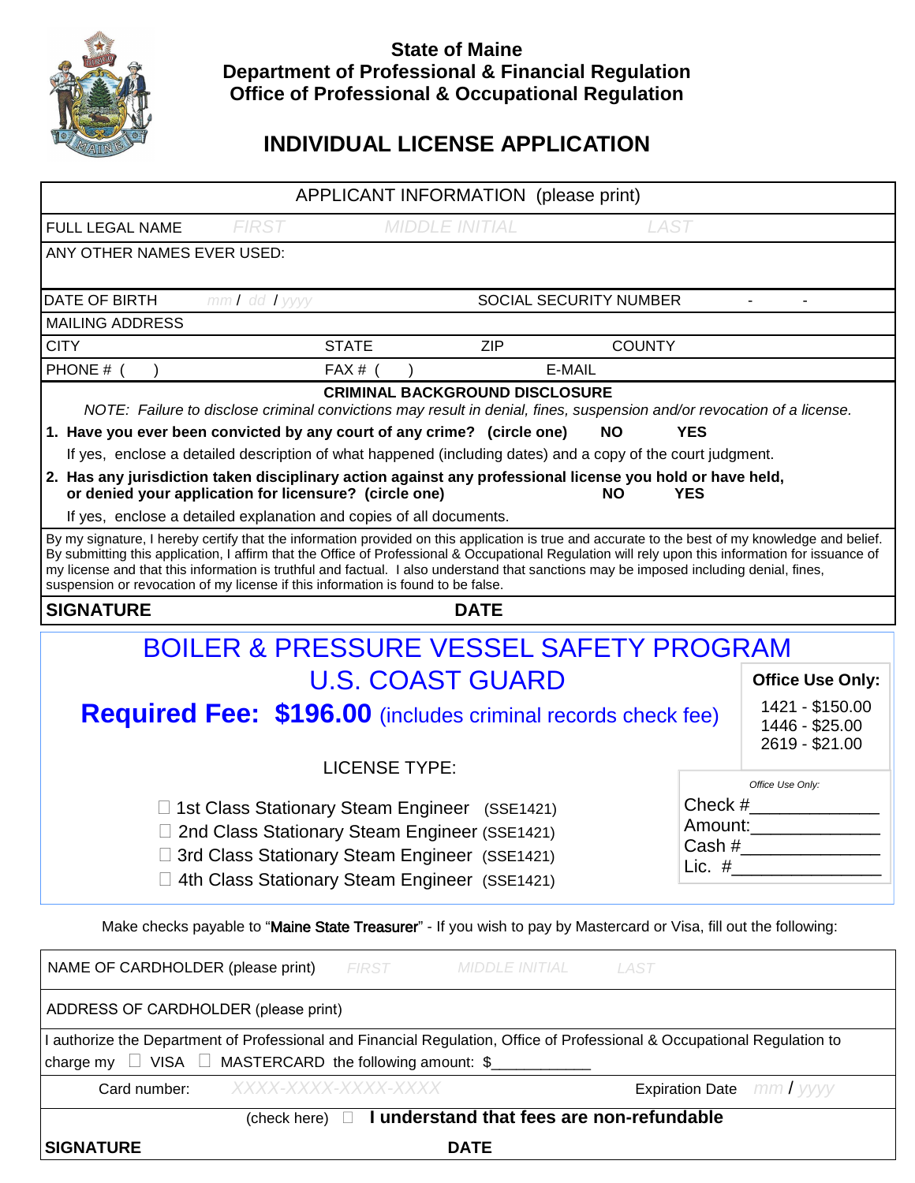**State of Maine**
**Department of Professional & Financial Regulation**
**Office of Professional & Occupational Regulation**

# INDIVIDUAL LICENSE APPLICATION

## APPLICANT INFORMATION (please print)

| | | | |
|---|---|---|---|
| FULL LEGAL NAME | FIRST | MIDDLE INITIAL | LAST |
| ANY OTHER NAMES EVER USED: | | | |
| DATE OF BIRTH mm / dd / yyyy | | SOCIAL SECURITY NUMBER - - | |
| MAILING ADDRESS | | | |
| CITY | STATE | ZIP | COUNTY |
| PHONE # ( ) | FAX # ( ) | E-MAIL | |

**CRIMINAL BACKGROUND DISCLOSURE**

*NOTE: Failure to disclose criminal convictions may result in denial, fines, suspension and/or revocation of a license.*

1. **Have you ever been convicted by any court of any crime? (circle one) NO YES**
   If yes, enclose a detailed description of what happened (including dates) and a copy of the court judgment.
2. **Has any jurisdiction taken disciplinary action against any professional license you hold or have held, or denied your application for licensure? (circle one) NO YES**
   If yes, enclose a detailed explanation and copies of all documents.

By my signature, I hereby certify that the information provided on this application is true and accurate to the best of my knowledge and belief. By submitting this application, I affirm that the Office of Professional & Occupational Regulation will rely upon this information for issuance of my license and that this information is truthful and factual. I also understand that sanctions may be imposed including denial, fines, suspension or revocation of my license if this information is found to be false.

**SIGNATURE** **DATE**

## BOILER & PRESSURE VESSEL SAFETY PROGRAM
## U.S. COAST GUARD

**Required Fee: $196.00** (includes criminal records check fee)

**Office Use Only:**
1421 - $150.00
1446 - $25.00
2619 - $21.00

LICENSE TYPE:

- ☐ 1st Class Stationary Steam Engineer (SSE1421)
- ☐ 2nd Class Stationary Steam Engineer (SSE1421)
- ☐ 3rd Class Stationary Steam Engineer (SSE1421)
- ☐ 4th Class Stationary Steam Engineer (SSE1421)

*Office Use Only:*
Check #\_\_\_\_\_\_\_\_\_\_\_\_
Amount:\_\_\_\_\_\_\_\_\_\_\_\_
Cash #\_\_\_\_\_\_\_\_\_\_\_\_
Lic. #\_\_\_\_\_\_\_\_\_\_\_\_

Make checks payable to "Maine State Treasurer" - If you wish to pay by Mastercard or Visa, fill out the following:

| | | | |
|---|---|---|---|
| NAME OF CARDHOLDER (please print) | FIRST | MIDDLE INITIAL | LAST |
| ADDRESS OF CARDHOLDER (please print) | | | |

I authorize the Department of Professional and Financial Regulation, Office of Professional & Occupational Regulation to charge my ☐ VISA ☐ MASTERCARD the following amount: $\_\_\_\_\_\_\_\_\_\_\_\_

Card number: XXXX-XXXX-XXXX-XXXX Expiration Date mm / yyyy

(check here) ☐ **I understand that fees are non-refundable**

**SIGNATURE** **DATE**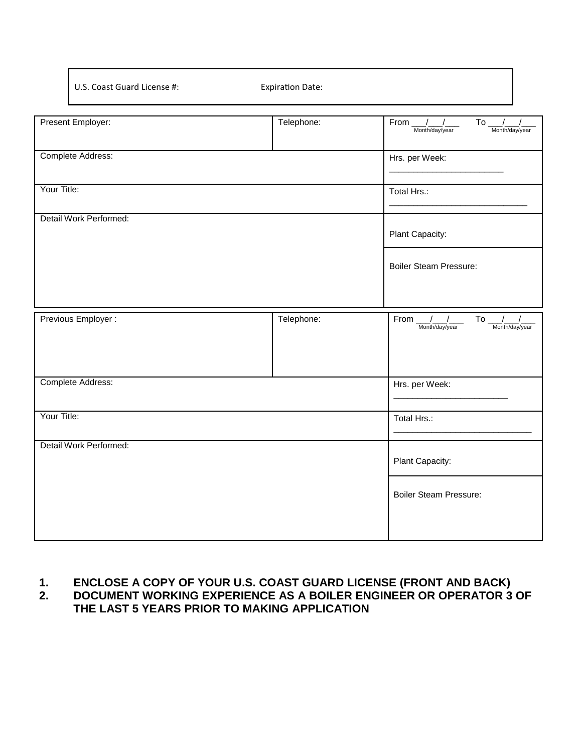| U.S. Coast Guard License #: | Expiration Date: |
|---|---|

| Present Employer: | Telephone: | From ___/___/___ (Month/day/year) To ___/___/___ (Month/day/year) |
|---|---|---|
| Complete Address: | | Hrs. per Week: ________________________ |
| Your Title: | | Total Hrs.: _____________________________ |
| Detail Work Performed: | | Plant Capacity: |
| | | Boiler Steam Pressure: |

| Previous Employer : | Telephone: | From ___/___/___ (Month/day/year) To ___/___/___ (Month/day/year) |
|---|---|---|
| Complete Address: | | Hrs. per Week: ________________________ |
| Your Title: | | Total Hrs.: _____________________________ |
| Detail Work Performed: | | Plant Capacity: |
| | | Boiler Steam Pressure: |

1. **ENCLOSE A COPY OF YOUR U.S. COAST GUARD LICENSE (FRONT AND BACK)**
2. **DOCUMENT WORKING EXPERIENCE AS A BOILER ENGINEER OR OPERATOR 3 OF THE LAST 5 YEARS PRIOR TO MAKING APPLICATION**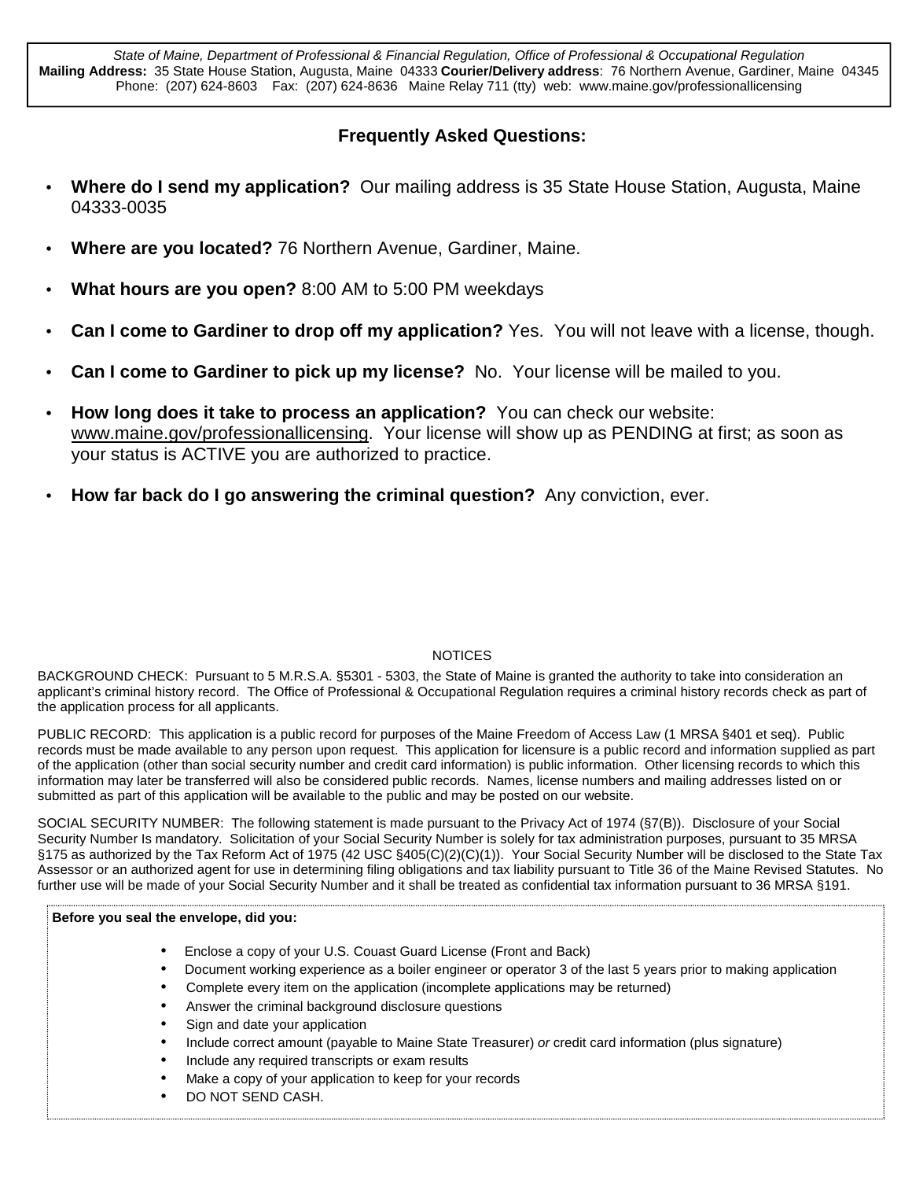*State of Maine, Department of Professional & Financial Regulation, Office of Professional & Occupational Regulation*
**Mailing Address:** 35 State House Station, Augusta, Maine 04333 **Courier/Delivery address**: 76 Northern Avenue, Gardiner, Maine 04345
Phone: (207) 624-8603 Fax: (207) 624-8636 Maine Relay 711 (tty) web: www.maine.gov/professionallicensing

## Frequently Asked Questions:

- **Where do I send my application?** Our mailing address is 35 State House Station, Augusta, Maine 04333-0035
- **Where are you located?** 76 Northern Avenue, Gardiner, Maine.
- **What hours are you open?** 8:00 AM to 5:00 PM weekdays
- **Can I come to Gardiner to drop off my application?** Yes. You will not leave with a license, though.
- **Can I come to Gardiner to pick up my license?** No. Your license will be mailed to you.
- **How long does it take to process an application?** You can check our website: www.maine.gov/professionallicensing. Your license will show up as PENDING at first; as soon as your status is ACTIVE you are authorized to practice.
- **How far back do I go answering the criminal question?** Any conviction, ever.

NOTICES

BACKGROUND CHECK: Pursuant to 5 M.R.S.A. §5301 - 5303, the State of Maine is granted the authority to take into consideration an applicant's criminal history record. The Office of Professional & Occupational Regulation requires a criminal history records check as part of the application process for all applicants.

PUBLIC RECORD: This application is a public record for purposes of the Maine Freedom of Access Law (1 MRSA §401 et seq). Public records must be made available to any person upon request. This application for licensure is a public record and information supplied as part of the application (other than social security number and credit card information) is public information. Other licensing records to which this information may later be transferred will also be considered public records. Names, license numbers and mailing addresses listed on or submitted as part of this application will be available to the public and may be posted on our website.

SOCIAL SECURITY NUMBER: The following statement is made pursuant to the Privacy Act of 1974 (§7(B)). Disclosure of your Social Security Number Is mandatory. Solicitation of your Social Security Number is solely for tax administration purposes, pursuant to 35 MRSA §175 as authorized by the Tax Reform Act of 1975 (42 USC §405(C)(2)(C)(1)). Your Social Security Number will be disclosed to the State Tax Assessor or an authorized agent for use in determining filing obligations and tax liability pursuant to Title 36 of the Maine Revised Statutes. No further use will be made of your Social Security Number and it shall be treated as confidential tax information pursuant to 36 MRSA §191.

**Before you seal the envelope, did you:**

- Enclose a copy of your U.S. Couast Guard License (Front and Back)
- Document working experience as a boiler engineer or operator 3 of the last 5 years prior to making application
- Complete every item on the application (incomplete applications may be returned)
- Answer the criminal background disclosure questions
- Sign and date your application
- Include correct amount (payable to Maine State Treasurer) *or* credit card information (plus signature)
- Include any required transcripts or exam results
- Make a copy of your application to keep for your records
- DO NOT SEND CASH.